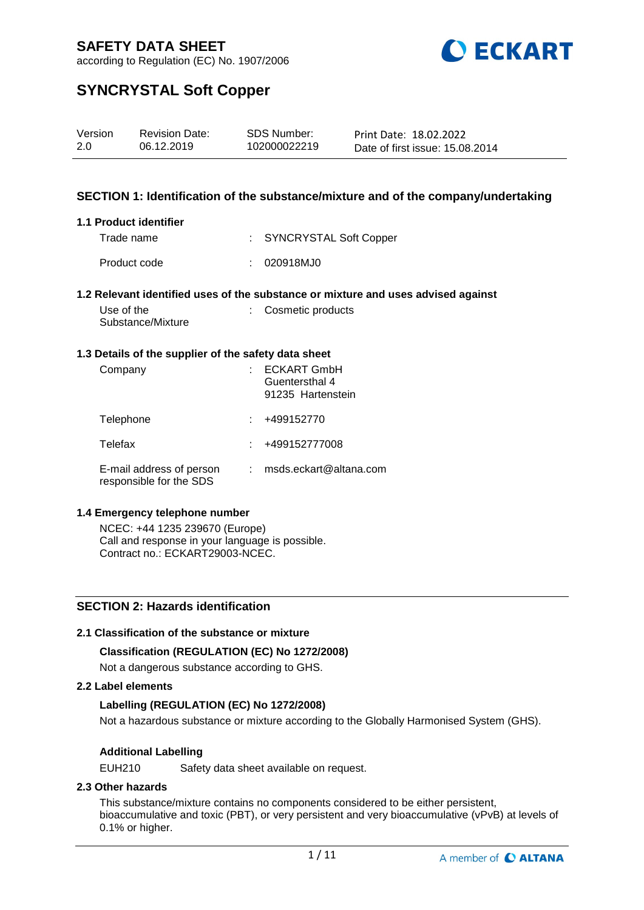# SAFETY DATA SHEET

according to Regulation (EC) No. 1907/2006

# SYNCRYSTAL Soft Copper

| Version | Revision Date: | SDS Number: | Print Date: 18.02.2022 |
|---|---|---|---|
| 2.0 | 06.12.2019 | 102000022219 | Date of first issue: 15.08.2014 |

## SECTION 1: Identification of the substance/mixture and of the company/undertaking

### 1.1 Product identifier

Trade name : SYNCRYSTAL Soft Copper

Product code : 020918MJ0

### 1.2 Relevant identified uses of the substance or mixture and uses advised against

Use of the Substance/Mixture : Cosmetic products

### 1.3 Details of the supplier of the safety data sheet

Company : ECKART GmbH
Guentersthal 4
91235 Hartenstein

Telephone : +499152770

Telefax : +499152777008

E-mail address of person responsible for the SDS : msds.eckart@altana.com

### 1.4 Emergency telephone number

NCEC: +44 1235 239670 (Europe)
Call and response in your language is possible.
Contract no.: ECKART29003-NCEC.

## SECTION 2: Hazards identification

### 2.1 Classification of the substance or mixture

**Classification (REGULATION (EC) No 1272/2008)**

Not a dangerous substance according to GHS.

### 2.2 Label elements

**Labelling (REGULATION (EC) No 1272/2008)**

Not a hazardous substance or mixture according to the Globally Harmonised System (GHS).

**Additional Labelling**

EUH210 Safety data sheet available on request.

### 2.3 Other hazards

This substance/mixture contains no components considered to be either persistent, bioaccumulative and toxic (PBT), or very persistent and very bioaccumulative (vPvB) at levels of 0.1% or higher.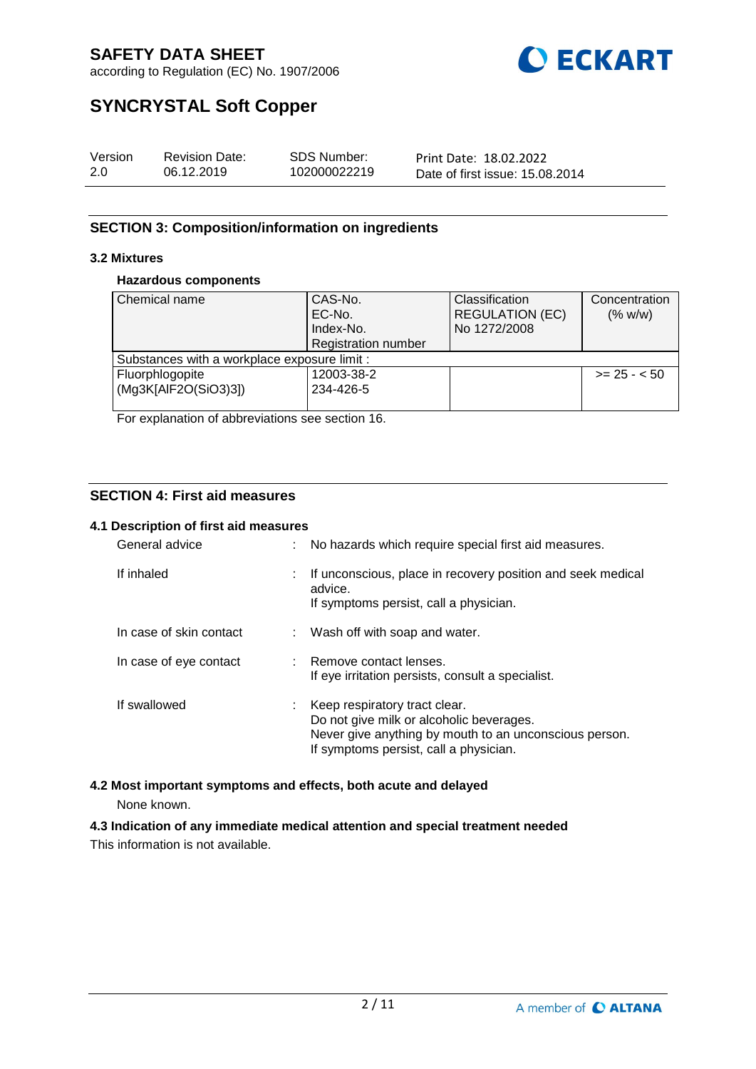## SECTION 3: Composition/information on ingredients

### 3.2 Mixtures

**Hazardous components**

| Chemical name | CAS-No.<br>EC-No.<br>Index-No.<br>Registration number | Classification<br>REGULATION (EC)<br>No 1272/2008 | Concentration<br>(% w/w) |
|---|---|---|---|
| Substances with a workplace exposure limit : | | | |
| Fluorphlogopite<br>(Mg3K[AlF2O(SiO3)3]) | 12003-38-2<br>234-426-5 | | >= 25 - < 50 |

For explanation of abbreviations see section 16.

## SECTION 4: First aid measures

### 4.1 Description of first aid measures

| | | |
|---|---|---|
| General advice | : | No hazards which require special first aid measures. |
| If inhaled | : | If unconscious, place in recovery position and seek medical advice.<br>If symptoms persist, call a physician. |
| In case of skin contact | : | Wash off with soap and water. |
| In case of eye contact | : | Remove contact lenses.<br>If eye irritation persists, consult a specialist. |
| If swallowed | : | Keep respiratory tract clear.<br>Do not give milk or alcoholic beverages.<br>Never give anything by mouth to an unconscious person.<br>If symptoms persist, call a physician. |

### 4.2 Most important symptoms and effects, both acute and delayed

None known.

### 4.3 Indication of any immediate medical attention and special treatment needed

This information is not available.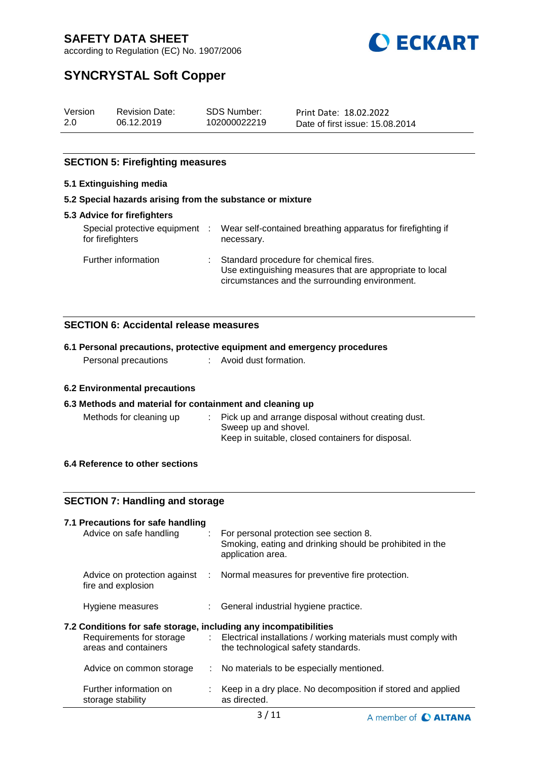## SECTION 5: Firefighting measures

### 5.1 Extinguishing media

### 5.2 Special hazards arising from the substance or mixture

### 5.3 Advice for firefighters

| | | |
|---|---|---|
| Special protective equipment for firefighters | : | Wear self-contained breathing apparatus for firefighting if necessary. |
| Further information | : | Standard procedure for chemical fires. Use extinguishing measures that are appropriate to local circumstances and the surrounding environment. |

## SECTION 6: Accidental release measures

### 6.1 Personal precautions, protective equipment and emergency procedures

| | | |
|---|---|---|
| Personal precautions | : | Avoid dust formation. |

### 6.2 Environmental precautions

### 6.3 Methods and material for containment and cleaning up

| | | |
|---|---|---|
| Methods for cleaning up | : | Pick up and arrange disposal without creating dust. Sweep up and shovel. Keep in suitable, closed containers for disposal. |

### 6.4 Reference to other sections

## SECTION 7: Handling and storage

### 7.1 Precautions for safe handling

| | | |
|---|---|---|
| Advice on safe handling | : | For personal protection see section 8. Smoking, eating and drinking should be prohibited in the application area. |
| Advice on protection against fire and explosion | : | Normal measures for preventive fire protection. |
| Hygiene measures | : | General industrial hygiene practice. |

### 7.2 Conditions for safe storage, including any incompatibilities

| | | |
|---|---|---|
| Requirements for storage areas and containers | : | Electrical installations / working materials must comply with the technological safety standards. |
| Advice on common storage | : | No materials to be especially mentioned. |
| Further information on storage stability | : | Keep in a dry place. No decomposition if stored and applied as directed. |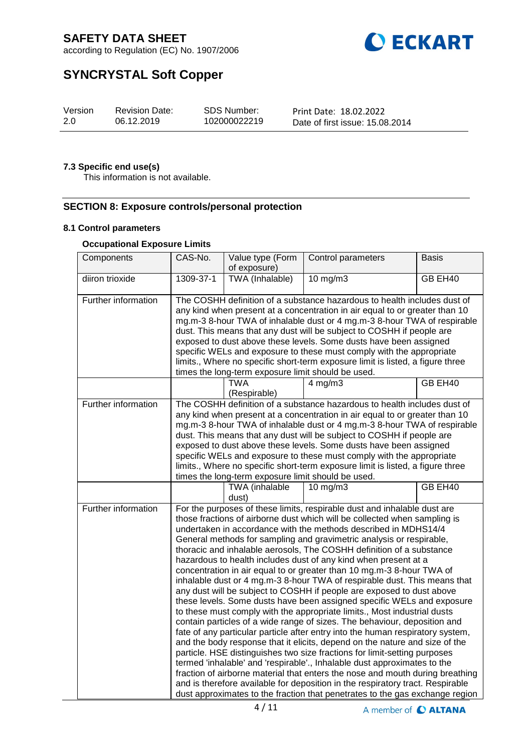#### 7.3 Specific end use(s)

This information is not available.

## SECTION 8: Exposure controls/personal protection

### 8.1 Control parameters

**Occupational Exposure Limits**

| Components | CAS-No. | Value type (Form of exposure) | Control parameters | Basis |
|---|---|---|---|---|
| diiron trioxide | 1309-37-1 | TWA (Inhalable) | 10 mg/m3 | GB EH40 |
| Further information | The COSHH definition of a substance hazardous to health includes dust of any kind when present at a concentration in air equal to or greater than 10 mg.m-3 8-hour TWA of inhalable dust or 4 mg.m-3 8-hour TWA of respirable dust. This means that any dust will be subject to COSHH if people are exposed to dust above these levels. Some dusts have been assigned specific WELs and exposure to these must comply with the appropriate limits., Where no specific short-term exposure limit is listed, a figure three times the long-term exposure limit should be used. | | | |
| | | TWA (Respirable) | 4 mg/m3 | GB EH40 |
| Further information | The COSHH definition of a substance hazardous to health includes dust of any kind when present at a concentration in air equal to or greater than 10 mg.m-3 8-hour TWA of inhalable dust or 4 mg.m-3 8-hour TWA of respirable dust. This means that any dust will be subject to COSHH if people are exposed to dust above these levels. Some dusts have been assigned specific WELs and exposure to these must comply with the appropriate limits., Where no specific short-term exposure limit is listed, a figure three times the long-term exposure limit should be used. | | | |
| | | TWA (inhalable dust) | 10 mg/m3 | GB EH40 |
| Further information | For the purposes of these limits, respirable dust and inhalable dust are those fractions of airborne dust which will be collected when sampling is undertaken in accordance with the methods described in MDHS14/4 General methods for sampling and gravimetric analysis or respirable, thoracic and inhalable aerosols, The COSHH definition of a substance hazardous to health includes dust of any kind when present at a concentration in air equal to or greater than 10 mg.m-3 8-hour TWA of inhalable dust or 4 mg.m-3 8-hour TWA of respirable dust. This means that any dust will be subject to COSHH if people are exposed to dust above these levels. Some dusts have been assigned specific WELs and exposure to these must comply with the appropriate limits., Most industrial dusts contain particles of a wide range of sizes. The behaviour, deposition and fate of any particular particle after entry into the human respiratory system, and the body response that it elicits, depend on the nature and size of the particle. HSE distinguishes two size fractions for limit-setting purposes termed 'inhalable' and 'respirable'., Inhalable dust approximates to the fraction of airborne material that enters the nose and mouth during breathing and is therefore available for deposition in the respiratory tract. Respirable dust approximates to the fraction that penetrates to the gas exchange region | | | |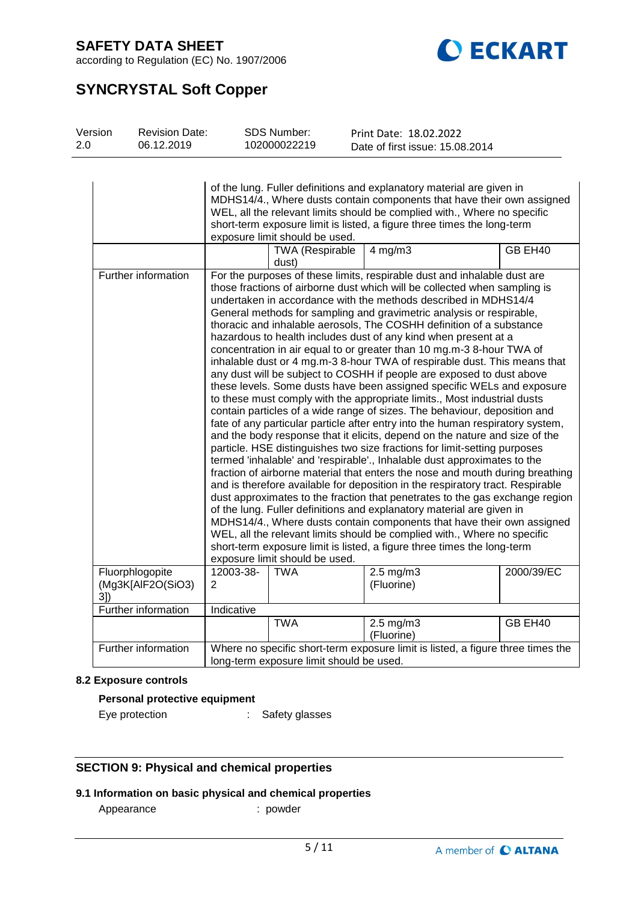# SAFETY DATA SHEET

according to Regulation (EC) No. 1907/2006

# SYNCRYSTAL Soft Copper

| Version | Revision Date: | SDS Number: | Print Date: 18.02.2022 |
|---|---|---|---|
| 2.0 | 06.12.2019 | 102000022219 | Date of first issue: 15.08.2014 |

| | | | | |
|---|---|---|---|---|
| | of the lung. Fuller definitions and explanatory material are given in MDHS14/4., Where dusts contain components that have their own assigned WEL, all the relevant limits should be complied with., Where no specific short-term exposure limit is listed, a figure three times the long-term exposure limit should be used. | | | |
| | | TWA (Respirable dust) | 4 mg/m3 | GB EH40 |
| Further information | For the purposes of these limits, respirable dust and inhalable dust are those fractions of airborne dust which will be collected when sampling is undertaken in accordance with the methods described in MDHS14/4 General methods for sampling and gravimetric analysis or respirable, thoracic and inhalable aerosols, The COSHH definition of a substance hazardous to health includes dust of any kind when present at a concentration in air equal to or greater than 10 mg.m-3 8-hour TWA of inhalable dust or 4 mg.m-3 8-hour TWA of respirable dust. This means that any dust will be subject to COSHH if people are exposed to dust above these levels. Some dusts have been assigned specific WELs and exposure to these must comply with the appropriate limits., Most industrial dusts contain particles of a wide range of sizes. The behaviour, deposition and fate of any particular particle after entry into the human respiratory system, and the body response that it elicits, depend on the nature and size of the particle. HSE distinguishes two size fractions for limit-setting purposes termed 'inhalable' and 'respirable'., Inhalable dust approximates to the fraction of airborne material that enters the nose and mouth during breathing and is therefore available for deposition in the respiratory tract. Respirable dust approximates to the fraction that penetrates to the gas exchange region of the lung. Fuller definitions and explanatory material are given in MDHS14/4., Where dusts contain components that have their own assigned WEL, all the relevant limits should be complied with., Where no specific short-term exposure limit is listed, a figure three times the long-term exposure limit should be used. | | | |
| Fluorphlogopite (Mg3K[AlF2O(SiO3)3]) | 12003-38-2 | TWA | 2.5 mg/m3 (Fluorine) | 2000/39/EC |
| Further information | Indicative | | | |
| | | TWA | 2.5 mg/m3 (Fluorine) | GB EH40 |
| Further information | Where no specific short-term exposure limit is listed, a figure three times the long-term exposure limit should be used. | | | |

### 8.2 Exposure controls

**Personal protective equipment**

Eye protection : Safety glasses

## SECTION 9: Physical and chemical properties

### 9.1 Information on basic physical and chemical properties

Appearance : powder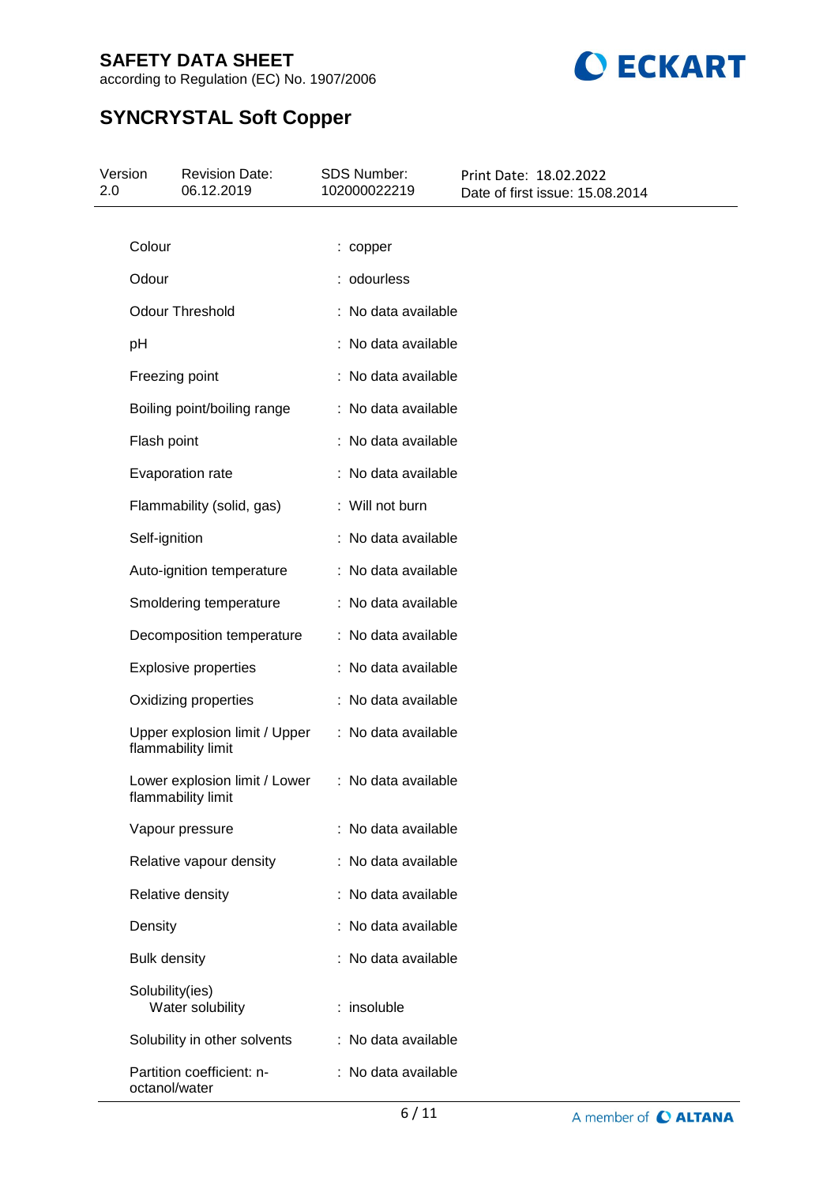| Property | | Value |
|---|---|---|
| Colour | : | copper |
| Odour | : | odourless |
| Odour Threshold | : | No data available |
| pH | : | No data available |
| Freezing point | : | No data available |
| Boiling point/boiling range | : | No data available |
| Flash point | : | No data available |
| Evaporation rate | : | No data available |
| Flammability (solid, gas) | : | Will not burn |
| Self-ignition | : | No data available |
| Auto-ignition temperature | : | No data available |
| Smoldering temperature | : | No data available |
| Decomposition temperature | : | No data available |
| Explosive properties | : | No data available |
| Oxidizing properties | : | No data available |
| Upper explosion limit / Upper flammability limit | : | No data available |
| Lower explosion limit / Lower flammability limit | : | No data available |
| Vapour pressure | : | No data available |
| Relative vapour density | : | No data available |
| Relative density | : | No data available |
| Density | : | No data available |
| Bulk density | : | No data available |
| Solubility(ies) | | |
| Water solubility | : | insoluble |
| Solubility in other solvents | : | No data available |
| Partition coefficient: n-octanol/water | : | No data available |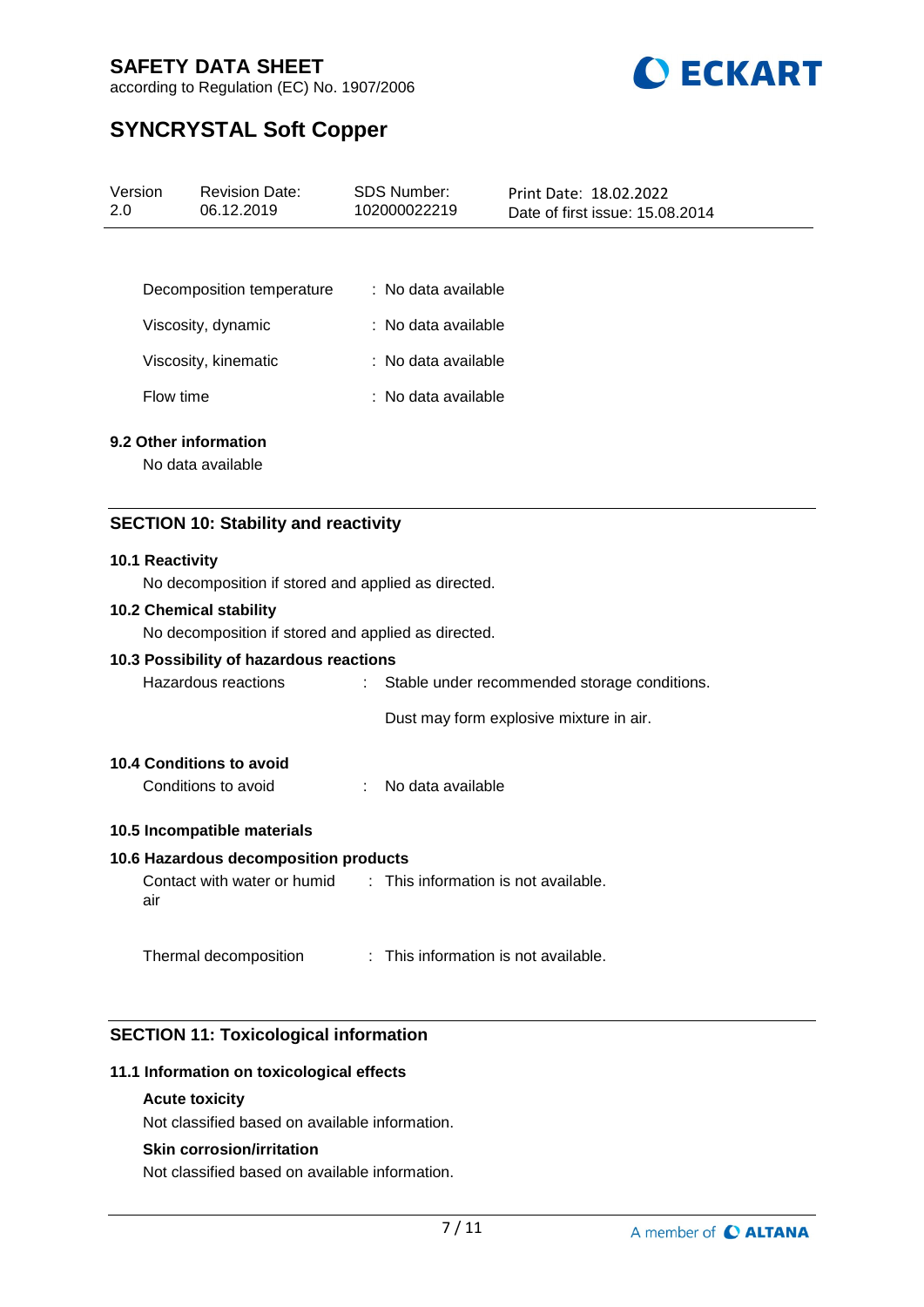| | |
|---|---|
| Decomposition temperature | : No data available |
| Viscosity, dynamic | : No data available |
| Viscosity, kinematic | : No data available |
| Flow time | : No data available |

**9.2 Other information**

No data available

## SECTION 10: Stability and reactivity

**10.1 Reactivity**

No decomposition if stored and applied as directed.

**10.2 Chemical stability**

No decomposition if stored and applied as directed.

**10.3 Possibility of hazardous reactions**

Hazardous reactions : Stable under recommended storage conditions.

Dust may form explosive mixture in air.

**10.4 Conditions to avoid**

Conditions to avoid : No data available

**10.5 Incompatible materials**

**10.6 Hazardous decomposition products**

Contact with water or humid air : This information is not available.

Thermal decomposition : This information is not available.

## SECTION 11: Toxicological information

**11.1 Information on toxicological effects**

**Acute toxicity**

Not classified based on available information.

**Skin corrosion/irritation**

Not classified based on available information.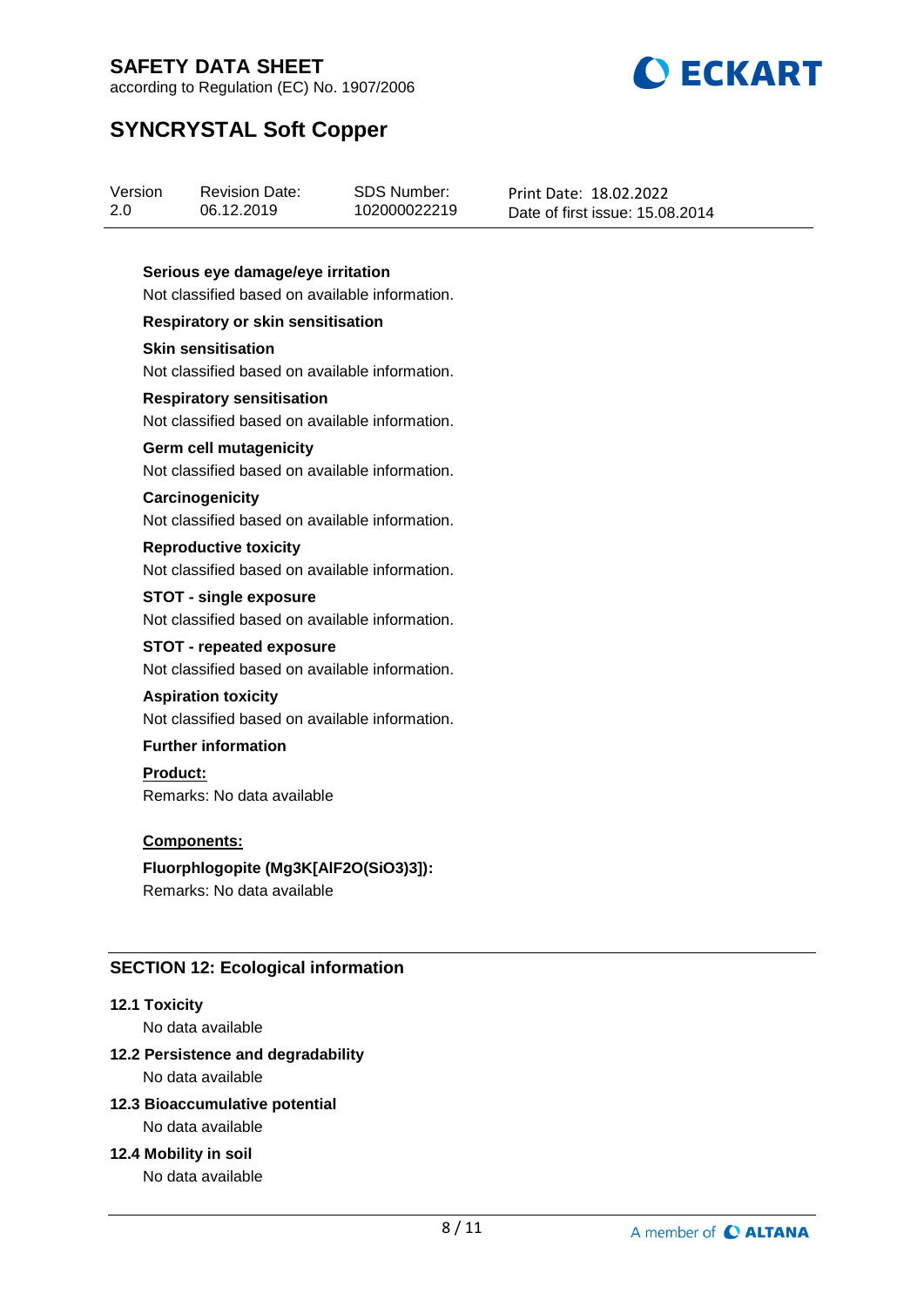**Serious eye damage/eye irritation**

Not classified based on available information.

**Respiratory or skin sensitisation**

**Skin sensitisation**

Not classified based on available information.

**Respiratory sensitisation**

Not classified based on available information.

**Germ cell mutagenicity**

Not classified based on available information.

**Carcinogenicity**

Not classified based on available information.

**Reproductive toxicity**

Not classified based on available information.

**STOT - single exposure**

Not classified based on available information.

**STOT - repeated exposure**

Not classified based on available information.

**Aspiration toxicity**

Not classified based on available information.

**Further information**

**Product:**

Remarks: No data available

**Components:**

**Fluorphlogopite (Mg3K[AlF2O(SiO3)3]):**

Remarks: No data available

## SECTION 12: Ecological information

**12.1 Toxicity**

No data available

**12.2 Persistence and degradability**

No data available

**12.3 Bioaccumulative potential**

No data available

**12.4 Mobility in soil**

No data available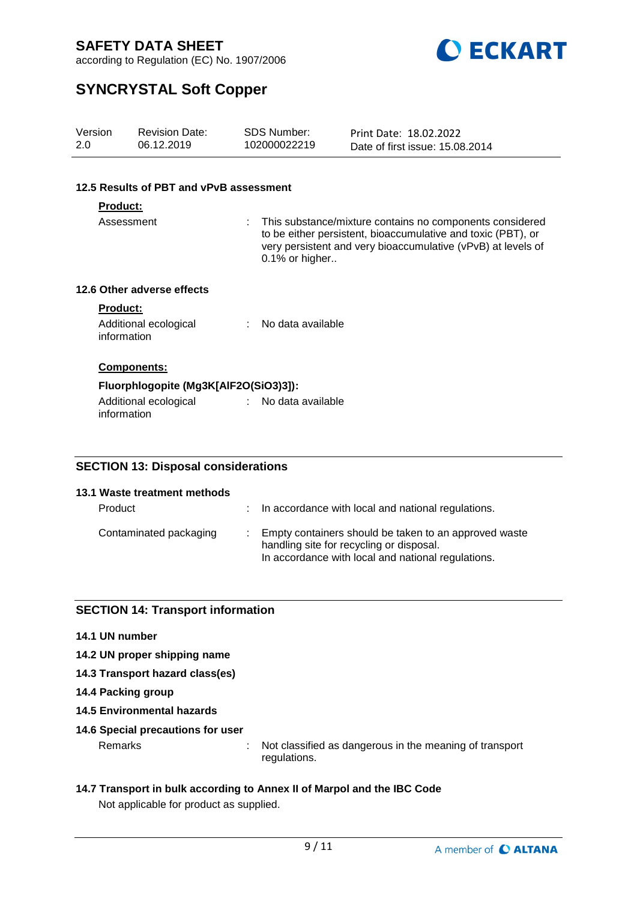### 12.5 Results of PBT and vPvB assessment

**Product:**

Assessment : This substance/mixture contains no components considered to be either persistent, bioaccumulative and toxic (PBT), or very persistent and very bioaccumulative (vPvB) at levels of 0.1% or higher..

### 12.6 Other adverse effects

**Product:**

Additional ecological information : No data available

**Components:**

**Fluorphlogopite (Mg3K[AlF2O(SiO3)3]):**

Additional ecological information : No data available

## SECTION 13: Disposal considerations

### 13.1 Waste treatment methods

Product : In accordance with local and national regulations.

Contaminated packaging : Empty containers should be taken to an approved waste handling site for recycling or disposal.
In accordance with local and national regulations.

## SECTION 14: Transport information

### 14.1 UN number

### 14.2 UN proper shipping name

### 14.3 Transport hazard class(es)

### 14.4 Packing group

### 14.5 Environmental hazards

### 14.6 Special precautions for user

Remarks : Not classified as dangerous in the meaning of transport regulations.

### 14.7 Transport in bulk according to Annex II of Marpol and the IBC Code

Not applicable for product as supplied.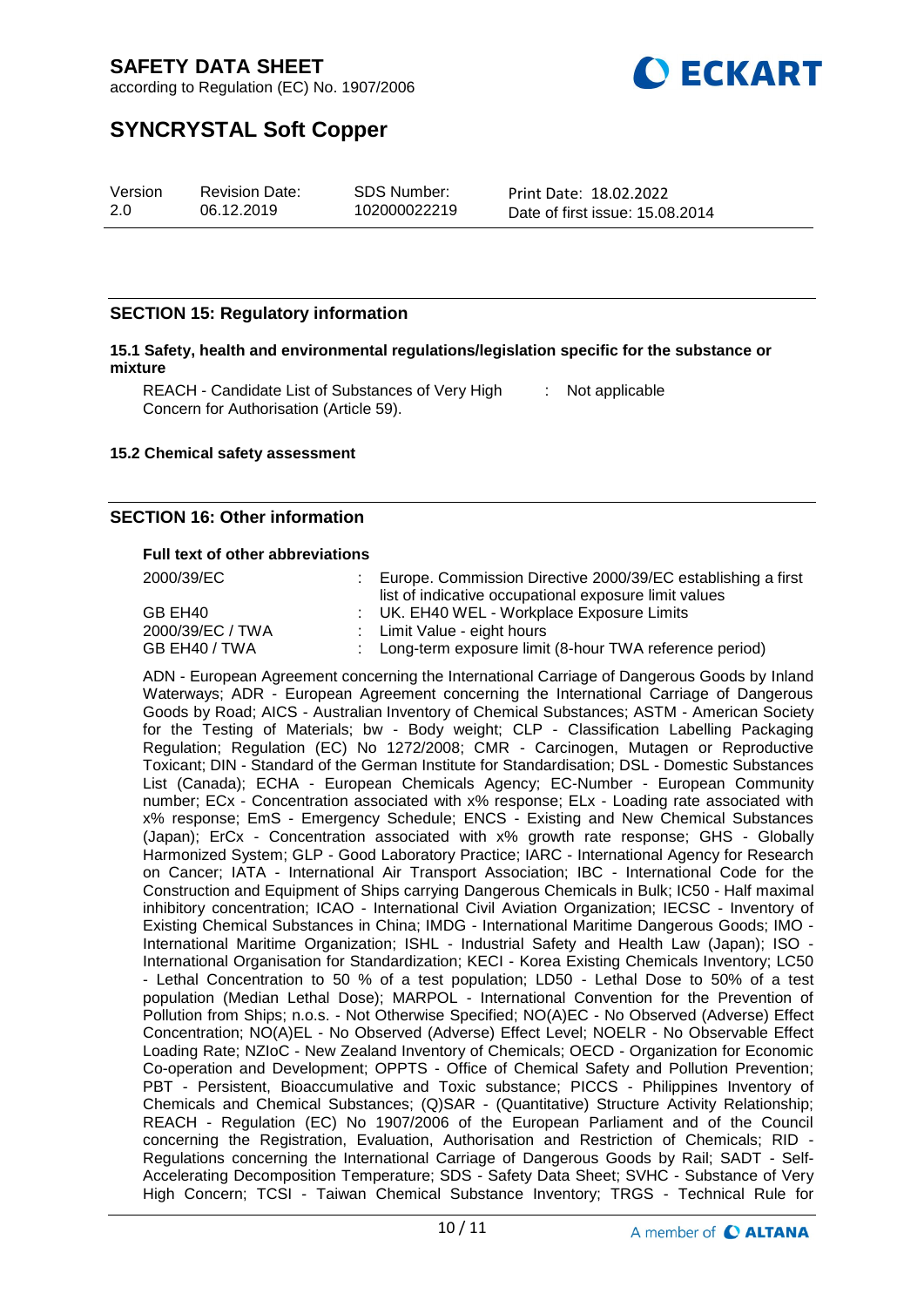## SECTION 15: Regulatory information

### 15.1 Safety, health and environmental regulations/legislation specific for the substance or mixture

| | | |
|---|---|---|
| REACH - Candidate List of Substances of Very High Concern for Authorisation (Article 59). | : | Not applicable |

### 15.2 Chemical safety assessment

## SECTION 16: Other information

**Full text of other abbreviations**

| | | |
|---|---|---|
| 2000/39/EC | : | Europe. Commission Directive 2000/39/EC establishing a first list of indicative occupational exposure limit values |
| GB EH40 | : | UK. EH40 WEL - Workplace Exposure Limits |
| 2000/39/EC / TWA | : | Limit Value - eight hours |
| GB EH40 / TWA | : | Long-term exposure limit (8-hour TWA reference period) |

ADN - European Agreement concerning the International Carriage of Dangerous Goods by Inland Waterways; ADR - European Agreement concerning the International Carriage of Dangerous Goods by Road; AICS - Australian Inventory of Chemical Substances; ASTM - American Society for the Testing of Materials; bw - Body weight; CLP - Classification Labelling Packaging Regulation; Regulation (EC) No 1272/2008; CMR - Carcinogen, Mutagen or Reproductive Toxicant; DIN - Standard of the German Institute for Standardisation; DSL - Domestic Substances List (Canada); ECHA - European Chemicals Agency; EC-Number - European Community number; ECx - Concentration associated with x% response; ELx - Loading rate associated with x% response; EmS - Emergency Schedule; ENCS - Existing and New Chemical Substances (Japan); ErCx - Concentration associated with x% growth rate response; GHS - Globally Harmonized System; GLP - Good Laboratory Practice; IARC - International Agency for Research on Cancer; IATA - International Air Transport Association; IBC - International Code for the Construction and Equipment of Ships carrying Dangerous Chemicals in Bulk; IC50 - Half maximal inhibitory concentration; ICAO - International Civil Aviation Organization; IECSC - Inventory of Existing Chemical Substances in China; IMDG - International Maritime Dangerous Goods; IMO - International Maritime Organization; ISHL - Industrial Safety and Health Law (Japan); ISO - International Organisation for Standardization; KECI - Korea Existing Chemicals Inventory; LC50 - Lethal Concentration to 50 % of a test population; LD50 - Lethal Dose to 50% of a test population (Median Lethal Dose); MARPOL - International Convention for the Prevention of Pollution from Ships; n.o.s. - Not Otherwise Specified; NO(A)EC - No Observed (Adverse) Effect Concentration; NO(A)EL - No Observed (Adverse) Effect Level; NOELR - No Observable Effect Loading Rate; NZIoC - New Zealand Inventory of Chemicals; OECD - Organization for Economic Co-operation and Development; OPPTS - Office of Chemical Safety and Pollution Prevention; PBT - Persistent, Bioaccumulative and Toxic substance; PICCS - Philippines Inventory of Chemicals and Chemical Substances; (Q)SAR - (Quantitative) Structure Activity Relationship; REACH - Regulation (EC) No 1907/2006 of the European Parliament and of the Council concerning the Registration, Evaluation, Authorisation and Restriction of Chemicals; RID - Regulations concerning the International Carriage of Dangerous Goods by Rail; SADT - Self-Accelerating Decomposition Temperature; SDS - Safety Data Sheet; SVHC - Substance of Very High Concern; TCSI - Taiwan Chemical Substance Inventory; TRGS - Technical Rule for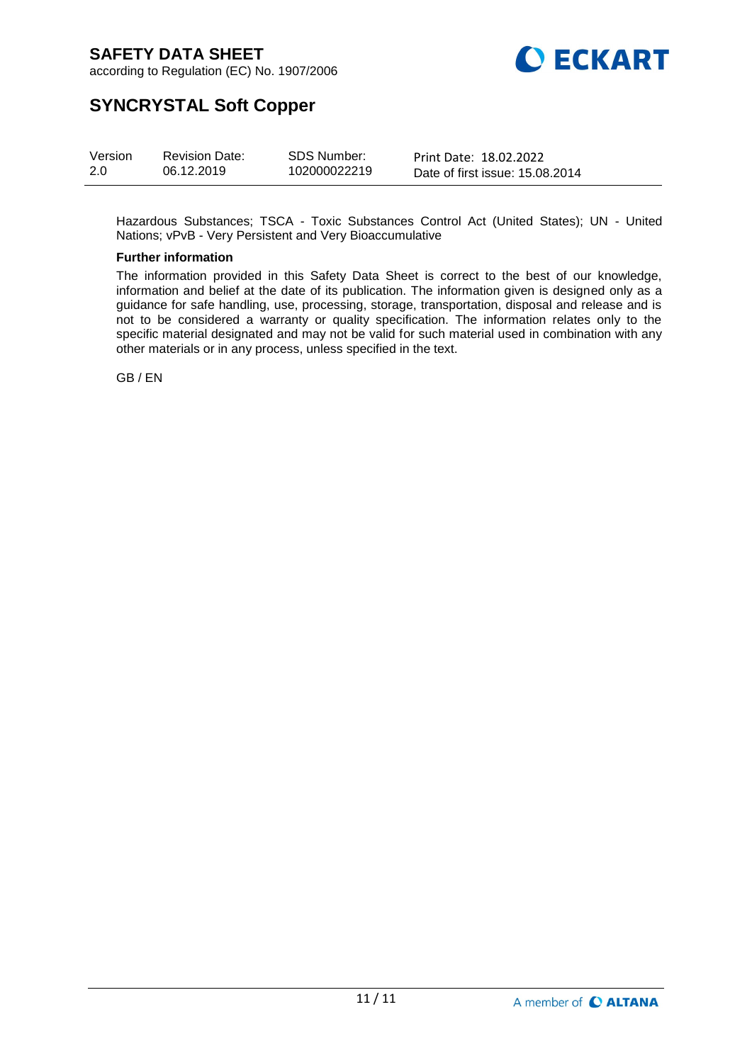Hazardous Substances; TSCA - Toxic Substances Control Act (United States); UN - United Nations; vPvB - Very Persistent and Very Bioaccumulative

**Further information**

The information provided in this Safety Data Sheet is correct to the best of our knowledge, information and belief at the date of its publication. The information given is designed only as a guidance for safe handling, use, processing, storage, transportation, disposal and release and is not to be considered a warranty or quality specification. The information relates only to the specific material designated and may not be valid for such material used in combination with any other materials or in any process, unless specified in the text.

GB / EN